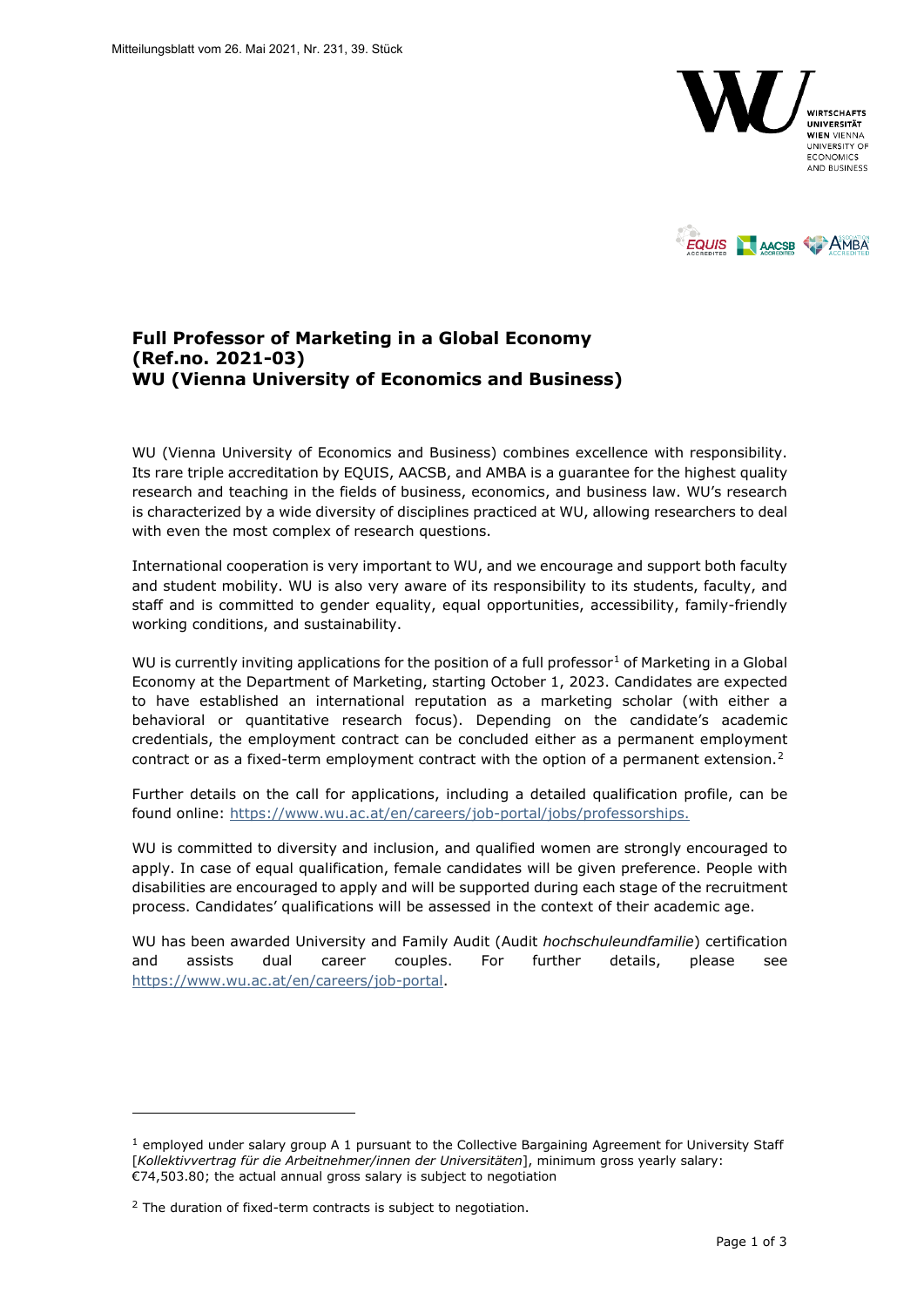Mitteilungsblatt vom 26. Mai 2021, Nr. 231, 39. Stück

# Full Professor of Marketing in a Global Economy (Ref.no. 2021-03) WU (Vienna University of Economics and Business)

WU (Vienna University of Economics and Business) combines excellence with responsibility. Its rare triple accreditation by EQUIS, AACSB, and AMBA is a guarantee for the highest quality research and teaching in the fields of business, economics, and business law. WU's research is characterized by a wide diversity of disciplines practiced at WU, allowing researchers to deal with even the most complex of research questions.

International cooperation is very important to WU, and we encourage and support both faculty and student mobility. WU is also very aware of its responsibility to its students, faculty, and staff and is committed to gender equality, equal opportunities, accessibility, family-friendly working conditions, and sustainability.

WU is currently inviting applications for the position of a full professor[1] of Marketing in a Global Economy at the Department of Marketing, starting October 1, 2023. Candidates are expected to have established an international reputation as a marketing scholar (with either a behavioral or quantitative research focus). Depending on the candidate's academic credentials, the employment contract can be concluded either as a permanent employment contract or as a fixed-term employment contract with the option of a permanent extension.[2]

Further details on the call for applications, including a detailed qualification profile, can be found online: https://www.wu.ac.at/en/careers/job-portal/jobs/professorships.

WU is committed to diversity and inclusion, and qualified women are strongly encouraged to apply. In case of equal qualification, female candidates will be given preference. People with disabilities are encouraged to apply and will be supported during each stage of the recruitment process. Candidates' qualifications will be assessed in the context of their academic age.

WU has been awarded University and Family Audit (Audit *hochschuleundfamilie*) certification and assists dual career couples. For further details, please see https://www.wu.ac.at/en/careers/job-portal.

---

[1] employed under salary group A 1 pursuant to the Collective Bargaining Agreement for University Staff [*Kollektivvertrag für die Arbeitnehmer/innen der Universitäten*], minimum gross yearly salary: €74,503.80; the actual annual gross salary is subject to negotiation

[2] The duration of fixed-term contracts is subject to negotiation.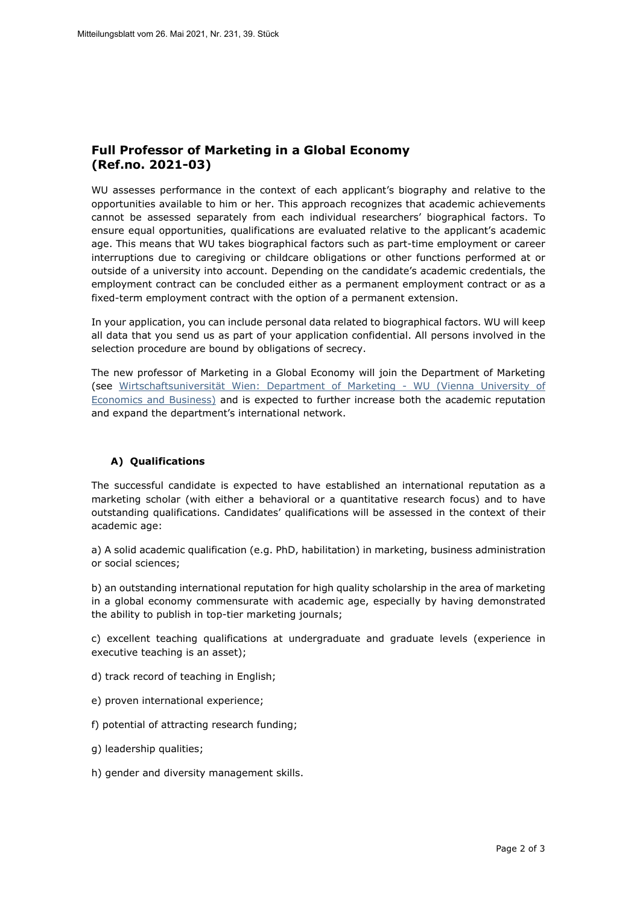## Full Professor of Marketing in a Global Economy (Ref.no. 2021-03)

WU assesses performance in the context of each applicant's biography and relative to the opportunities available to him or her. This approach recognizes that academic achievements cannot be assessed separately from each individual researchers' biographical factors. To ensure equal opportunities, qualifications are evaluated relative to the applicant's academic age. This means that WU takes biographical factors such as part-time employment or career interruptions due to caregiving or childcare obligations or other functions performed at or outside of a university into account. Depending on the candidate's academic credentials, the employment contract can be concluded either as a permanent employment contract or as a fixed-term employment contract with the option of a permanent extension.

In your application, you can include personal data related to biographical factors. WU will keep all data that you send us as part of your application confidential. All persons involved in the selection procedure are bound by obligations of secrecy.

The new professor of Marketing in a Global Economy will join the Department of Marketing (see Wirtschaftsuniversität Wien: Department of Marketing - WU (Vienna University of Economics and Business)) and is expected to further increase both the academic reputation and expand the department's international network.

### A) Qualifications

The successful candidate is expected to have established an international reputation as a marketing scholar (with either a behavioral or a quantitative research focus) and to have outstanding qualifications. Candidates' qualifications will be assessed in the context of their academic age:

a) A solid academic qualification (e.g. PhD, habilitation) in marketing, business administration or social sciences;

b) an outstanding international reputation for high quality scholarship in the area of marketing in a global economy commensurate with academic age, especially by having demonstrated the ability to publish in top-tier marketing journals;

c) excellent teaching qualifications at undergraduate and graduate levels (experience in executive teaching is an asset);

d) track record of teaching in English;

e) proven international experience;

f) potential of attracting research funding;

g) leadership qualities;

h) gender and diversity management skills.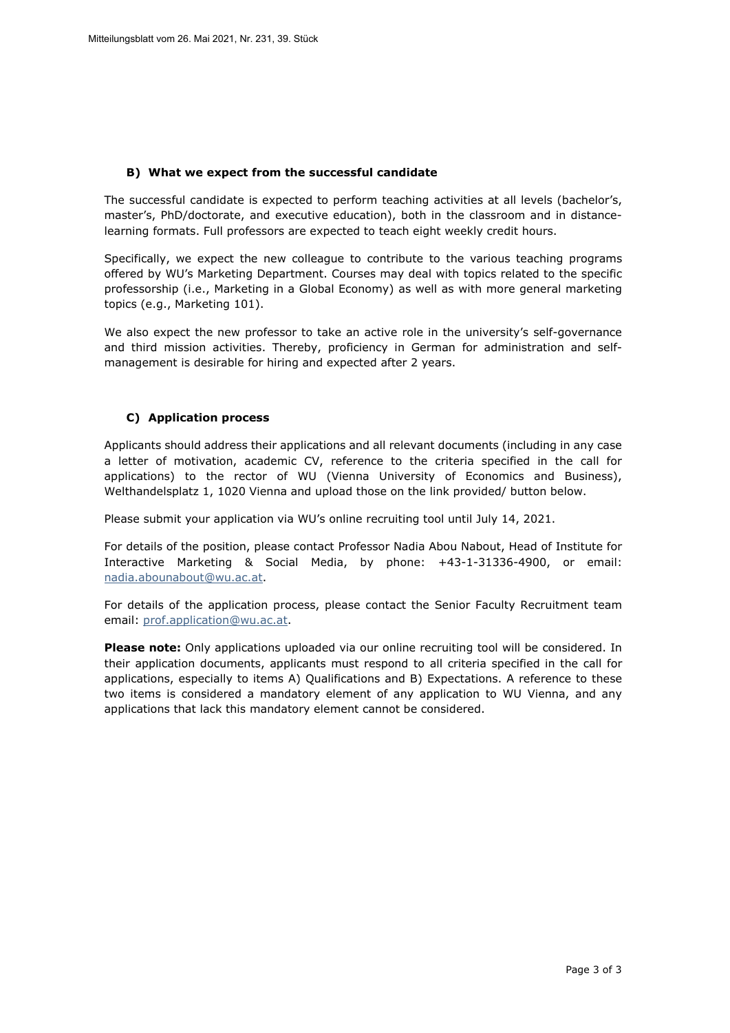### B) What we expect from the successful candidate

The successful candidate is expected to perform teaching activities at all levels (bachelor's, master's, PhD/doctorate, and executive education), both in the classroom and in distance-learning formats. Full professors are expected to teach eight weekly credit hours.

Specifically, we expect the new colleague to contribute to the various teaching programs offered by WU's Marketing Department. Courses may deal with topics related to the specific professorship (i.e., Marketing in a Global Economy) as well as with more general marketing topics (e.g., Marketing 101).

We also expect the new professor to take an active role in the university's self-governance and third mission activities. Thereby, proficiency in German for administration and self-management is desirable for hiring and expected after 2 years.

### C) Application process

Applicants should address their applications and all relevant documents (including in any case a letter of motivation, academic CV, reference to the criteria specified in the call for applications) to the rector of WU (Vienna University of Economics and Business), Welthandelsplatz 1, 1020 Vienna and upload those on the link provided/ button below.

Please submit your application via WU's online recruiting tool until July 14, 2021.

For details of the position, please contact Professor Nadia Abou Nabout, Head of Institute for Interactive Marketing & Social Media, by phone: +43-1-31336-4900, or email: nadia.abounabout@wu.ac.at.

For details of the application process, please contact the Senior Faculty Recruitment team email: prof.application@wu.ac.at.

**Please note:** Only applications uploaded via our online recruiting tool will be considered. In their application documents, applicants must respond to all criteria specified in the call for applications, especially to items A) Qualifications and B) Expectations. A reference to these two items is considered a mandatory element of any application to WU Vienna, and any applications that lack this mandatory element cannot be considered.